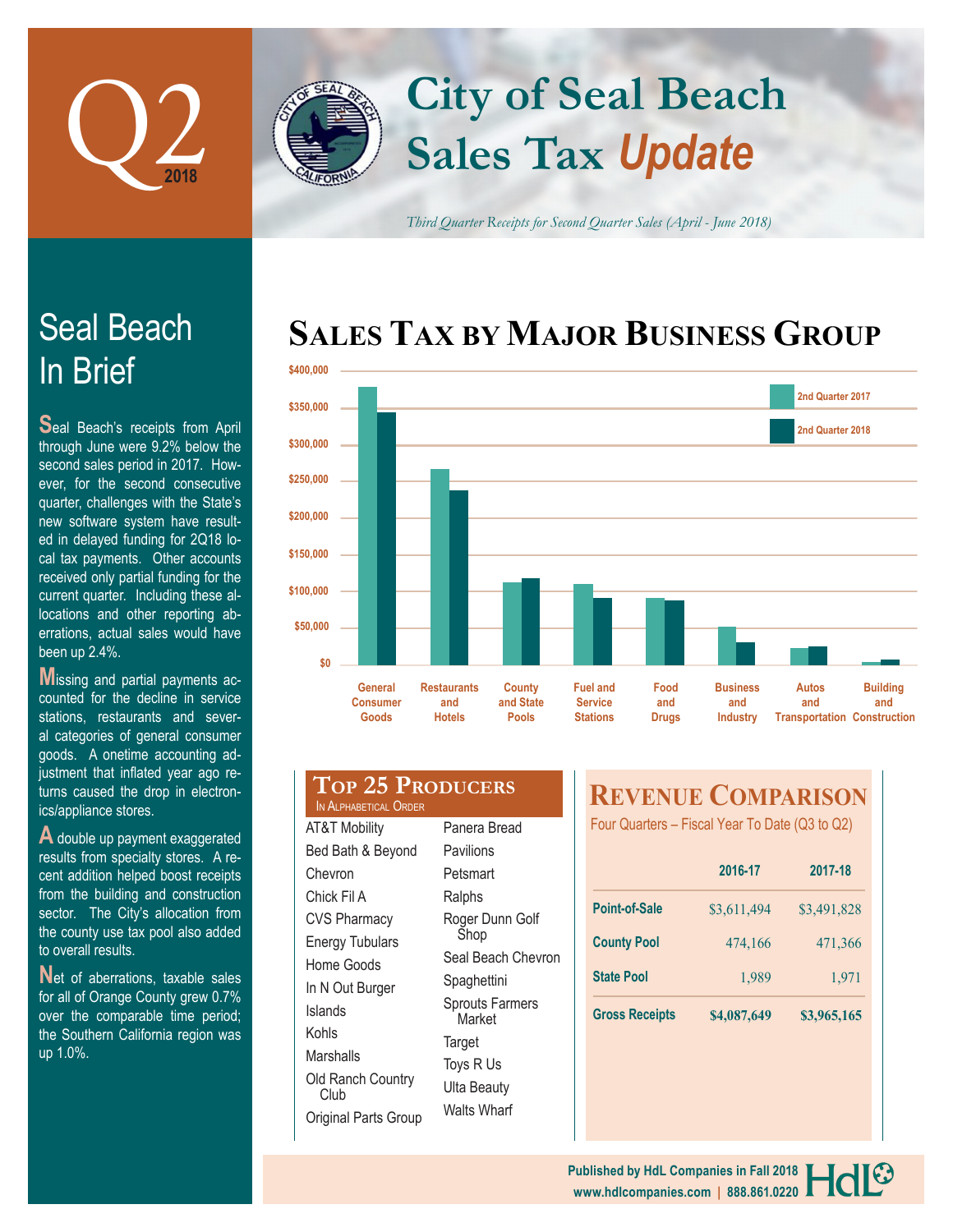# Q2 2018

# City of Seal Beach Sales Tax *Update*

*Third Quarter Receipts for Second Quarter Sales (April - June 2018)*

## Seal Beach In Brief

Seal Beach's receipts from April through June were 9.2% below the second sales period in 2017. However, for the second consecutive quarter, challenges with the State's new software system have resulted in delayed funding for 2Q18 local tax payments. Other accounts received only partial funding for the current quarter. Including these allocations and other reporting aberrations, actual sales would have been up 2.4%.

Missing and partial payments accounted for the decline in service stations, restaurants and several categories of general consumer goods. A onetime accounting adjustment that inflated year ago returns caused the drop in electronics/appliance stores.

A double up payment exaggerated results from specialty stores. A recent addition helped boost receipts from the building and construction sector. The City's allocation from the county use tax pool also added to overall results.

Net of aberrations, taxable sales for all of Orange County grew 0.7% over the comparable time period; the Southern California region was up 1.0%.

## Sales Tax by Major Business Group

Legend: 2nd Quarter 2017, 2nd Quarter 2018

Categories: General Consumer Goods; Restaurants and Hotels; County and State Pools; Fuel and Service Stations; Food and Drugs; Business and Industry; Autos and Transportation; Building and Construction

Axis: $0 – $400,000

## Top 25 Producers

In Alphabetical Order

| | |
|---|---|
| AT&T Mobility | Panera Bread |
| Bed Bath & Beyond | Pavilions |
| Chevron | Petsmart |
| Chick Fil A | Ralphs |
| CVS Pharmacy | Roger Dunn Golf Shop |
| Energy Tubulars | Seal Beach Chevron |
| Home Goods | Spaghettini |
| In N Out Burger | Sprouts Farmers Market |
| Islands | Target |
| Kohls | Toys R Us |
| Marshalls | Ulta Beauty |
| Old Ranch Country Club | Walts Wharf |
| Original Parts Group | |

## Revenue Comparison

Four Quarters – Fiscal Year To Date (Q3 to Q2)

| | 2016-17 | 2017-18 |
|---|---|---|
| Point-of-Sale | $3,611,494 | $3,491,828 |
| County Pool | 474,166 | 471,366 |
| State Pool | 1,989 | 1,971 |
| **Gross Receipts** | **$4,087,649** | **$3,965,165** |

Published by HdL Companies in Fall 2018
www.hdlcompanies.com | 888.861.0220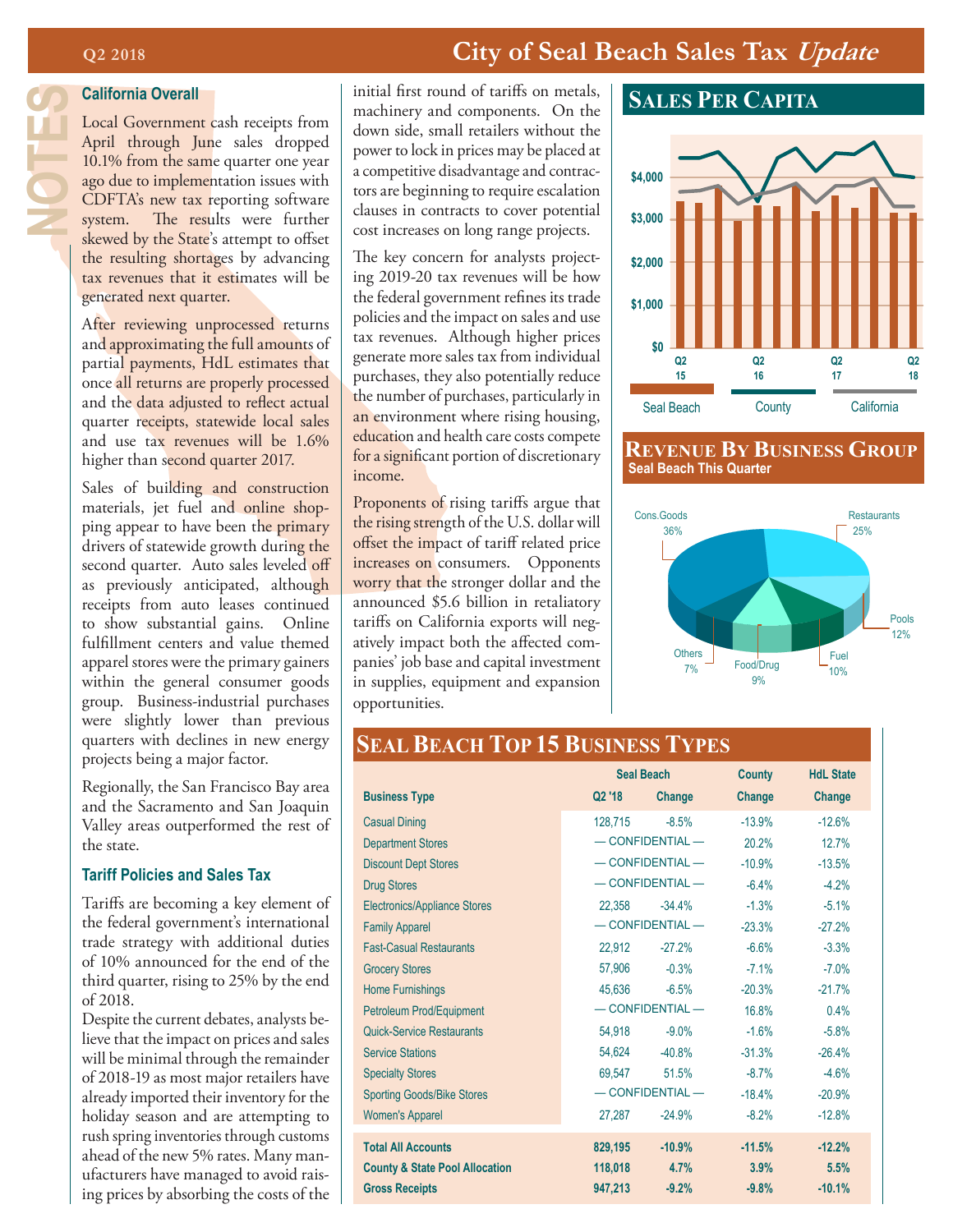# City of Seal Beach Sales Tax *Update*

Q2 2018

## NOTES

### California Overall

Local Government cash receipts from April through June sales dropped 10.1% from the same quarter one year ago due to implementation issues with CDFTA's new tax reporting software system. The results were further skewed by the State's attempt to offset the resulting shortages by advancing tax revenues that it estimates will be generated next quarter.

After reviewing unprocessed returns and approximating the full amounts of partial payments, HdL estimates that once all returns are properly processed and the data adjusted to reflect actual quarter receipts, statewide local sales and use tax revenues will be 1.6% higher than second quarter 2017.

Sales of building and construction materials, jet fuel and online shopping appear to have been the primary drivers of statewide growth during the second quarter. Auto sales leveled off as previously anticipated, although receipts from auto leases continued to show substantial gains. Online fulfillment centers and value themed apparel stores were the primary gainers within the general consumer goods group. Business-industrial purchases were slightly lower than previous quarters with declines in new energy projects being a major factor.

Regionally, the San Francisco Bay area and the Sacramento and San Joaquin Valley areas outperformed the rest of the state.

### Tariff Policies and Sales Tax

Tariffs are becoming a key element of the federal government's international trade strategy with additional duties of 10% announced for the end of the third quarter, rising to 25% by the end of 2018.

Despite the current debates, analysts believe that the impact on prices and sales will be minimal through the remainder of 2018-19 as most major retailers have already imported their inventory for the holiday season and are attempting to rush spring inventories through customs ahead of the new 5% rates. Many manufacturers have managed to avoid raising prices by absorbing the costs of the initial first round of tariffs on metals, machinery and components. On the down side, small retailers without the power to lock in prices may be placed at a competitive disadvantage and contractors are beginning to require escalation clauses in contracts to cover potential cost increases on long range projects.

The key concern for analysts projecting 2019-20 tax revenues will be how the federal government refines its trade policies and the impact on sales and use tax revenues. Although higher prices generate more sales tax from individual purchases, they also potentially reduce the number of purchases, particularly in an environment where rising housing, education and health care costs compete for a significant portion of discretionary income.

Proponents of rising tariffs argue that the rising strength of the U.S. dollar will offset the impact of tariff related price increases on consumers. Opponents worry that the stronger dollar and the announced $5.6 billion in retaliatory tariffs on California exports will negatively impact both the affected companies' job base and capital investment in supplies, equipment and expansion opportunities.

## Sales Per Capita

$4,000
$3,000
$2,000
$1,000
$0
Q2 15
Q2 16
Q2 17
Q2 18

Seal Beach
County
California

## Revenue By Business Group

Seal Beach This Quarter

Cons.Goods 36%
Restaurants 25%
Pools 12%
Fuel 10%
Food/Drug 9%
Others 7%

## Seal Beach Top 15 Business Types

| | Seal Beach | | County | HdL State |
|---|---|---|---|---|
| **Business Type** | **Q2 '18** | **Change** | **Change** | **Change** |
| Casual Dining | 128,715 | -8.5% | -13.9% | -12.6% |
| Department Stores | — CONFIDENTIAL — | | 20.2% | 12.7% |
| Discount Dept Stores | — CONFIDENTIAL — | | -10.9% | -13.5% |
| Drug Stores | — CONFIDENTIAL — | | -6.4% | -4.2% |
| Electronics/Appliance Stores | 22,358 | -34.4% | -1.3% | -5.1% |
| Family Apparel | — CONFIDENTIAL — | | -23.3% | -27.2% |
| Fast-Casual Restaurants | 22,912 | -27.2% | -6.6% | -3.3% |
| Grocery Stores | 57,906 | -0.3% | -7.1% | -7.0% |
| Home Furnishings | 45,636 | -6.5% | -20.3% | -21.7% |
| Petroleum Prod/Equipment | — CONFIDENTIAL — | | 16.8% | 0.4% |
| Quick-Service Restaurants | 54,918 | -9.0% | -1.6% | -5.8% |
| Service Stations | 54,624 | -40.8% | -31.3% | -26.4% |
| Specialty Stores | 69,547 | 51.5% | -8.7% | -4.6% |
| Sporting Goods/Bike Stores | — CONFIDENTIAL — | | -18.4% | -20.9% |
| Women's Apparel | 27,287 | -24.9% | -8.2% | -12.8% |
| **Total All Accounts** | **829,195** | **-10.9%** | **-11.5%** | **-12.2%** |
| **County & State Pool Allocation** | **118,018** | **4.7%** | **3.9%** | **5.5%** |
| **Gross Receipts** | **947,213** | **-9.2%** | **-9.8%** | **-10.1%** |